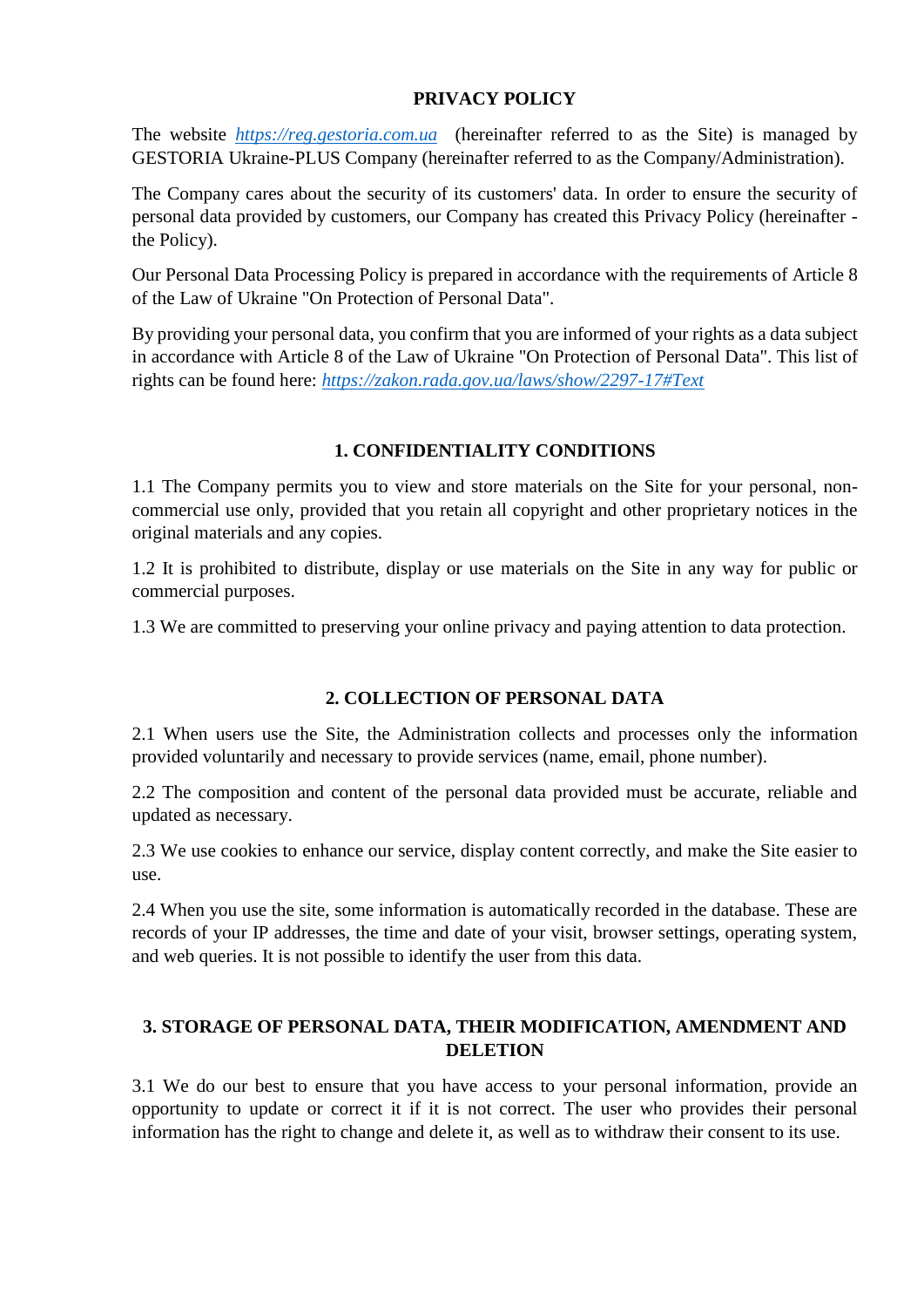# PRIVACY POLICY

The website [https://reg.gestoria.com.ua](https://reg.gestoria.com.ua) (hereinafter referred to as the Site) is managed by GESTORIA Ukraine-PLUS Company (hereinafter referred to as the Company/Administration).

The Company cares about the security of its customers' data. In order to ensure the security of personal data provided by customers, our Company has created this Privacy Policy (hereinafter - the Policy).

Our Personal Data Processing Policy is prepared in accordance with the requirements of Article 8 of the Law of Ukraine "On Protection of Personal Data".

By providing your personal data, you confirm that you are informed of your rights as a data subject in accordance with Article 8 of the Law of Ukraine "On Protection of Personal Data". This list of rights can be found here: [https://zakon.rada.gov.ua/laws/show/2297-17#Text](https://zakon.rada.gov.ua/laws/show/2297-17#Text)

## 1. CONFIDENTIALITY CONDITIONS

1.1 The Company permits you to view and store materials on the Site for your personal, non-commercial use only, provided that you retain all copyright and other proprietary notices in the original materials and any copies.

1.2 It is prohibited to distribute, display or use materials on the Site in any way for public or commercial purposes.

1.3 We are committed to preserving your online privacy and paying attention to data protection.

## 2. COLLECTION OF PERSONAL DATA

2.1 When users use the Site, the Administration collects and processes only the information provided voluntarily and necessary to provide services (name, email, phone number).

2.2 The composition and content of the personal data provided must be accurate, reliable and updated as necessary.

2.3 We use cookies to enhance our service, display content correctly, and make the Site easier to use.

2.4 When you use the site, some information is automatically recorded in the database. These are records of your IP addresses, the time and date of your visit, browser settings, operating system, and web queries. It is not possible to identify the user from this data.

## 3. STORAGE OF PERSONAL DATA, THEIR MODIFICATION, AMENDMENT AND DELETION

3.1 We do our best to ensure that you have access to your personal information, provide an opportunity to update or correct it if it is not correct. The user who provides their personal information has the right to change and delete it, as well as to withdraw their consent to its use.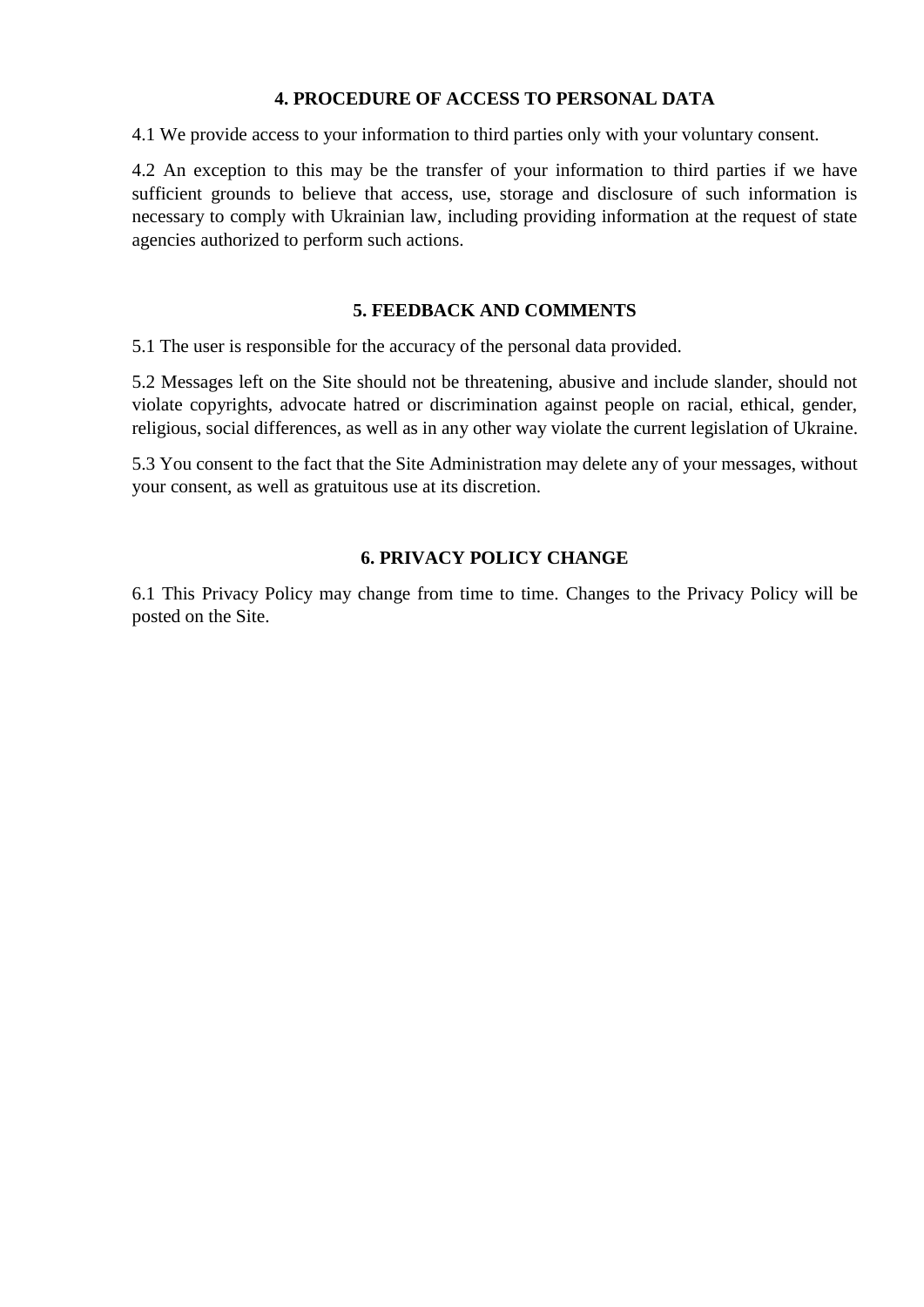## 4. PROCEDURE OF ACCESS TO PERSONAL DATA

4.1 We provide access to your information to third parties only with your voluntary consent.

4.2 An exception to this may be the transfer of your information to third parties if we have sufficient grounds to believe that access, use, storage and disclosure of such information is necessary to comply with Ukrainian law, including providing information at the request of state agencies authorized to perform such actions.

## 5. FEEDBACK AND COMMENTS

5.1 The user is responsible for the accuracy of the personal data provided.

5.2 Messages left on the Site should not be threatening, abusive and include slander, should not violate copyrights, advocate hatred or discrimination against people on racial, ethical, gender, religious, social differences, as well as in any other way violate the current legislation of Ukraine.

5.3 You consent to the fact that the Site Administration may delete any of your messages, without your consent, as well as gratuitous use at its discretion.

## 6. PRIVACY POLICY CHANGE

6.1 This Privacy Policy may change from time to time. Changes to the Privacy Policy will be posted on the Site.